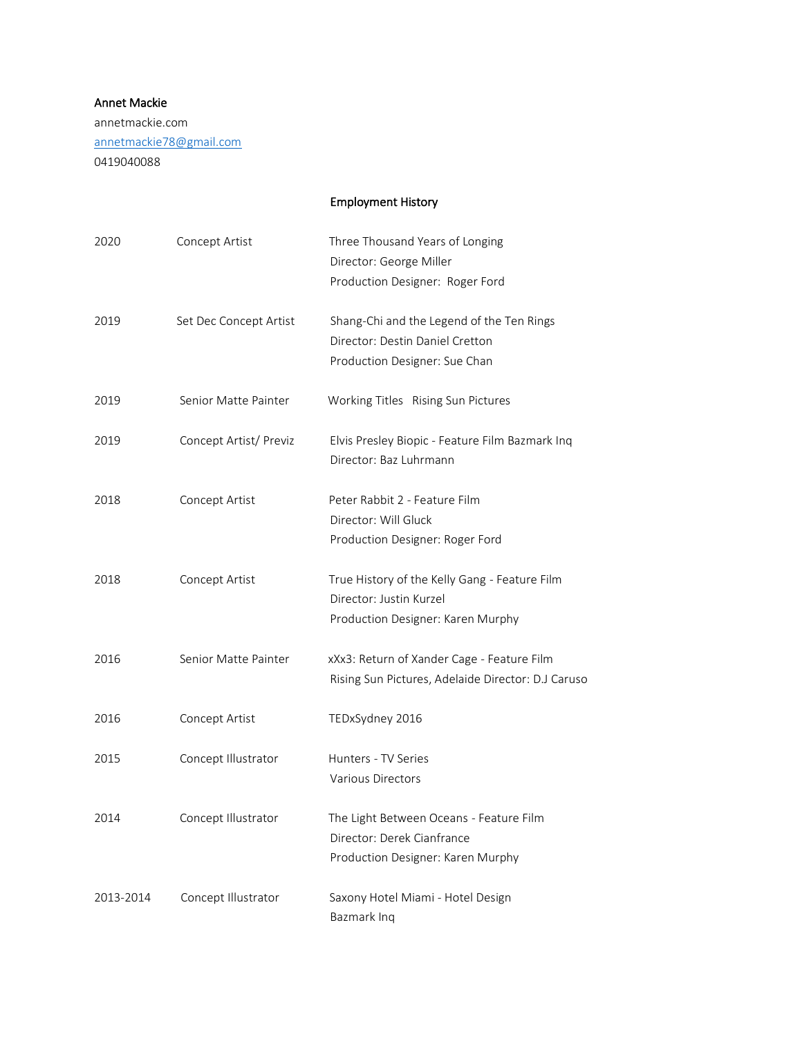**Annet Mackie**
annetmackie.com
annetmackie78@gmail.com
0419040088

## Employment History

| | | |
|---|---|---|
| 2020 | Concept Artist | Three Thousand Years of Longing<br>Director: George Miller<br>Production Designer: Roger Ford |
| 2019 | Set Dec Concept Artist | Shang-Chi and the Legend of the Ten Rings<br>Director: Destin Daniel Cretton<br>Production Designer: Sue Chan |
| 2019 | Senior Matte Painter | Working Titles Rising Sun Pictures |
| 2019 | Concept Artist/ Previz | Elvis Presley Biopic - Feature Film Bazmark Inq<br>Director: Baz Luhrmann |
| 2018 | Concept Artist | Peter Rabbit 2 - Feature Film<br>Director: Will Gluck<br>Production Designer: Roger Ford |
| 2018 | Concept Artist | True History of the Kelly Gang - Feature Film<br>Director: Justin Kurzel<br>Production Designer: Karen Murphy |
| 2016 | Senior Matte Painter | xXx3: Return of Xander Cage - Feature Film<br>Rising Sun Pictures, Adelaide Director: D.J Caruso |
| 2016 | Concept Artist | TEDxSydney 2016 |
| 2015 | Concept Illustrator | Hunters - TV Series<br>Various Directors |
| 2014 | Concept Illustrator | The Light Between Oceans - Feature Film<br>Director: Derek Cianfrance<br>Production Designer: Karen Murphy |
| 2013-2014 | Concept Illustrator | Saxony Hotel Miami - Hotel Design<br>Bazmark Inq |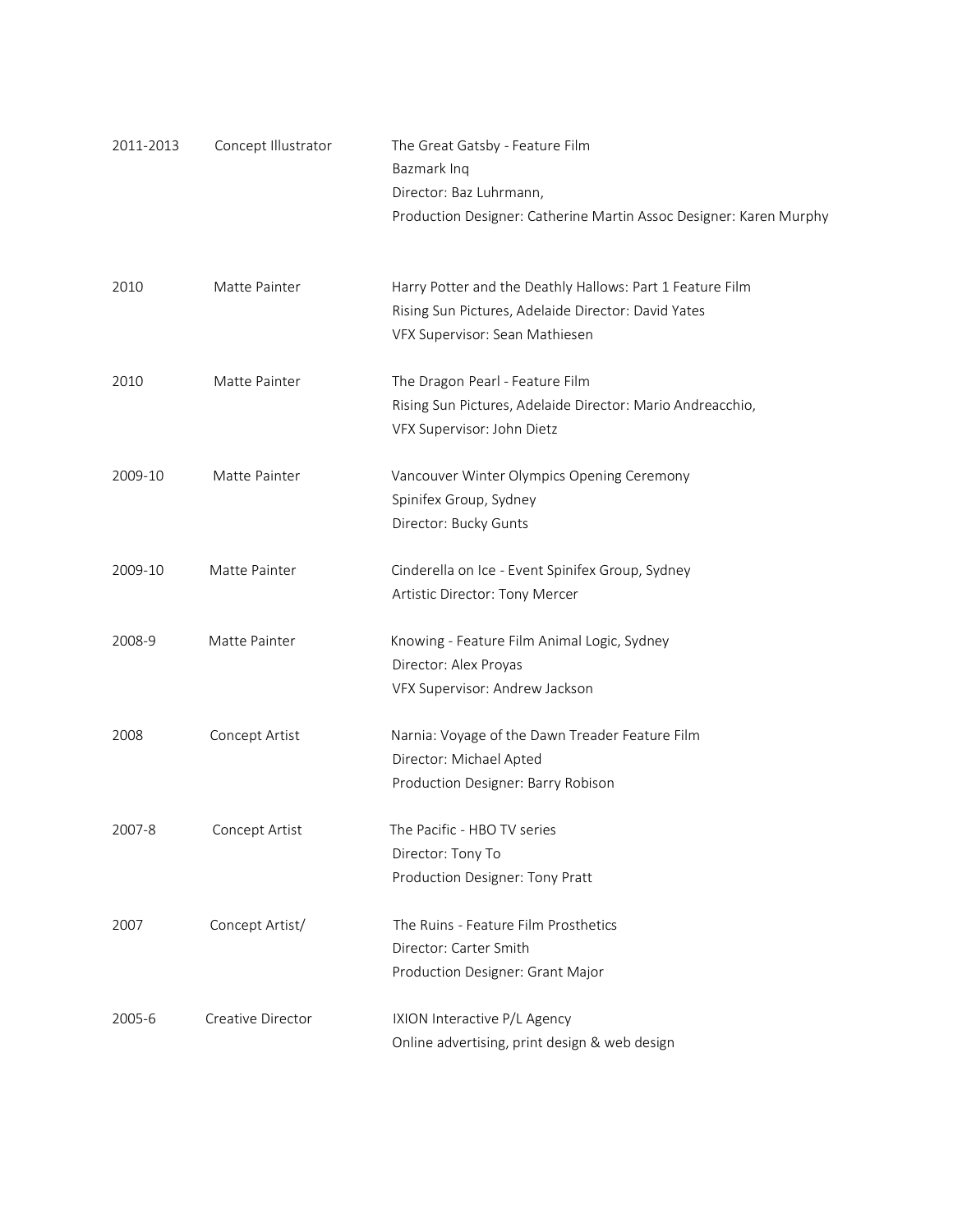| | | |
|---|---|---|
| 2011-2013 | Concept Illustrator | The Great Gatsby - Feature Film<br>Bazmark Inq<br>Director: Baz Luhrmann,<br>Production Designer: Catherine Martin Assoc Designer: Karen Murphy |
| 2010 | Matte Painter | Harry Potter and the Deathly Hallows: Part 1 Feature Film<br>Rising Sun Pictures, Adelaide Director: David Yates<br>VFX Supervisor: Sean Mathiesen |
| 2010 | Matte Painter | The Dragon Pearl - Feature Film<br>Rising Sun Pictures, Adelaide Director: Mario Andreacchio,<br>VFX Supervisor: John Dietz |
| 2009-10 | Matte Painter | Vancouver Winter Olympics Opening Ceremony<br>Spinifex Group, Sydney<br>Director: Bucky Gunts |
| 2009-10 | Matte Painter | Cinderella on Ice - Event Spinifex Group, Sydney<br>Artistic Director: Tony Mercer |
| 2008-9 | Matte Painter | Knowing - Feature Film Animal Logic, Sydney<br>Director: Alex Proyas<br>VFX Supervisor: Andrew Jackson |
| 2008 | Concept Artist | Narnia: Voyage of the Dawn Treader Feature Film<br>Director: Michael Apted<br>Production Designer: Barry Robison |
| 2007-8 | Concept Artist | The Pacific - HBO TV series<br>Director: Tony To<br>Production Designer: Tony Pratt |
| 2007 | Concept Artist/ | The Ruins - Feature Film Prosthetics<br>Director: Carter Smith<br>Production Designer: Grant Major |
| 2005-6 | Creative Director | IXION Interactive P/L Agency<br>Online advertising, print design & web design |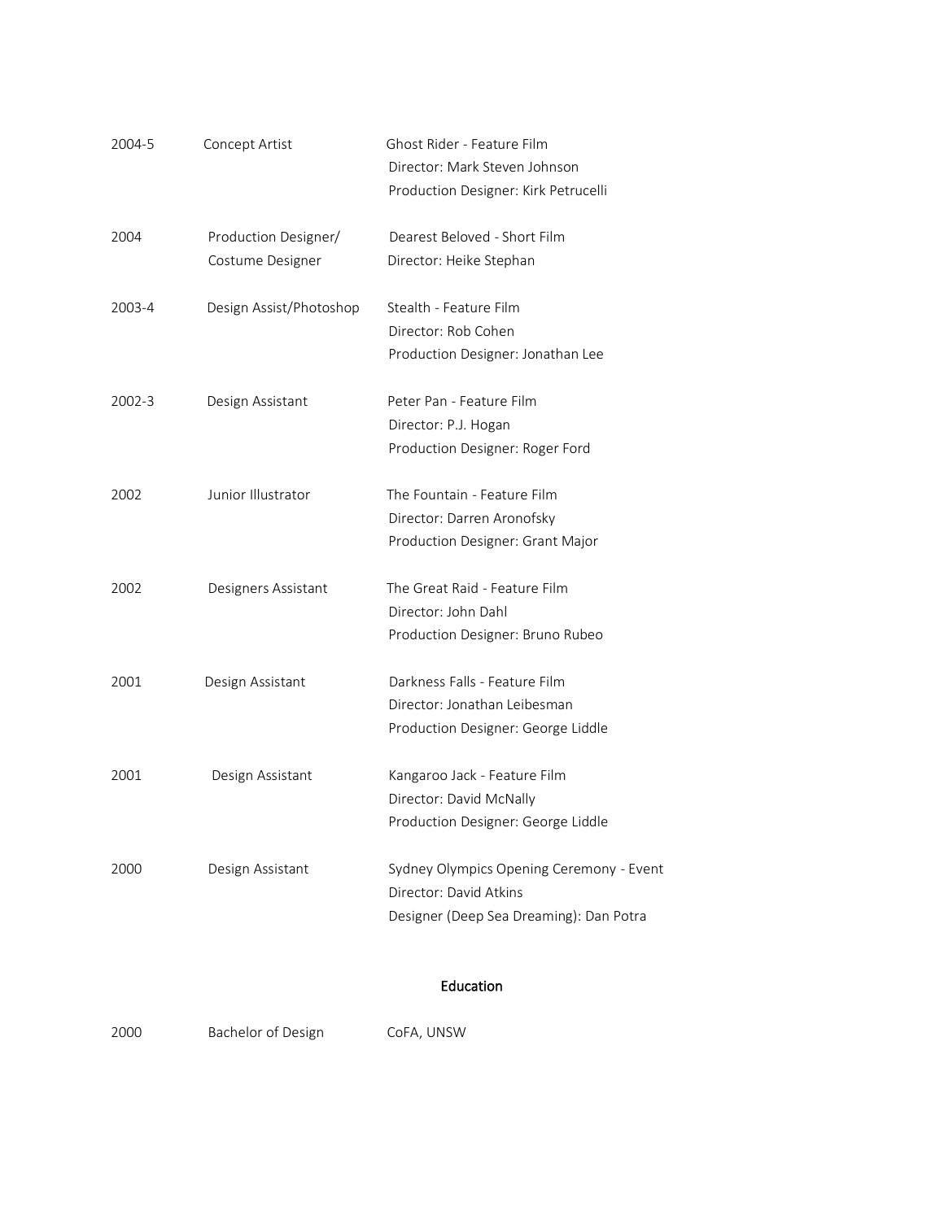| | | |
|---|---|---|
| 2004-5 | Concept Artist | Ghost Rider - Feature Film<br>Director: Mark Steven Johnson<br>Production Designer: Kirk Petrucelli |
| 2004 | Production Designer/<br>Costume Designer | Dearest Beloved - Short Film<br>Director: Heike Stephan |
| 2003-4 | Design Assist/Photoshop | Stealth - Feature Film<br>Director: Rob Cohen<br>Production Designer: Jonathan Lee |
| 2002-3 | Design Assistant | Peter Pan - Feature Film<br>Director: P.J. Hogan<br>Production Designer: Roger Ford |
| 2002 | Junior Illustrator | The Fountain - Feature Film<br>Director: Darren Aronofsky<br>Production Designer: Grant Major |
| 2002 | Designers Assistant | The Great Raid - Feature Film<br>Director: John Dahl<br>Production Designer: Bruno Rubeo |
| 2001 | Design Assistant | Darkness Falls - Feature Film<br>Director: Jonathan Leibesman<br>Production Designer: George Liddle |
| 2001 | Design Assistant | Kangaroo Jack - Feature Film<br>Director: David McNally<br>Production Designer: George Liddle |
| 2000 | Design Assistant | Sydney Olympics Opening Ceremony - Event<br>Director: David Atkins<br>Designer (Deep Sea Dreaming): Dan Potra |

## Education

| | | |
|---|---|---|
| 2000 | Bachelor of Design | CoFA, UNSW |